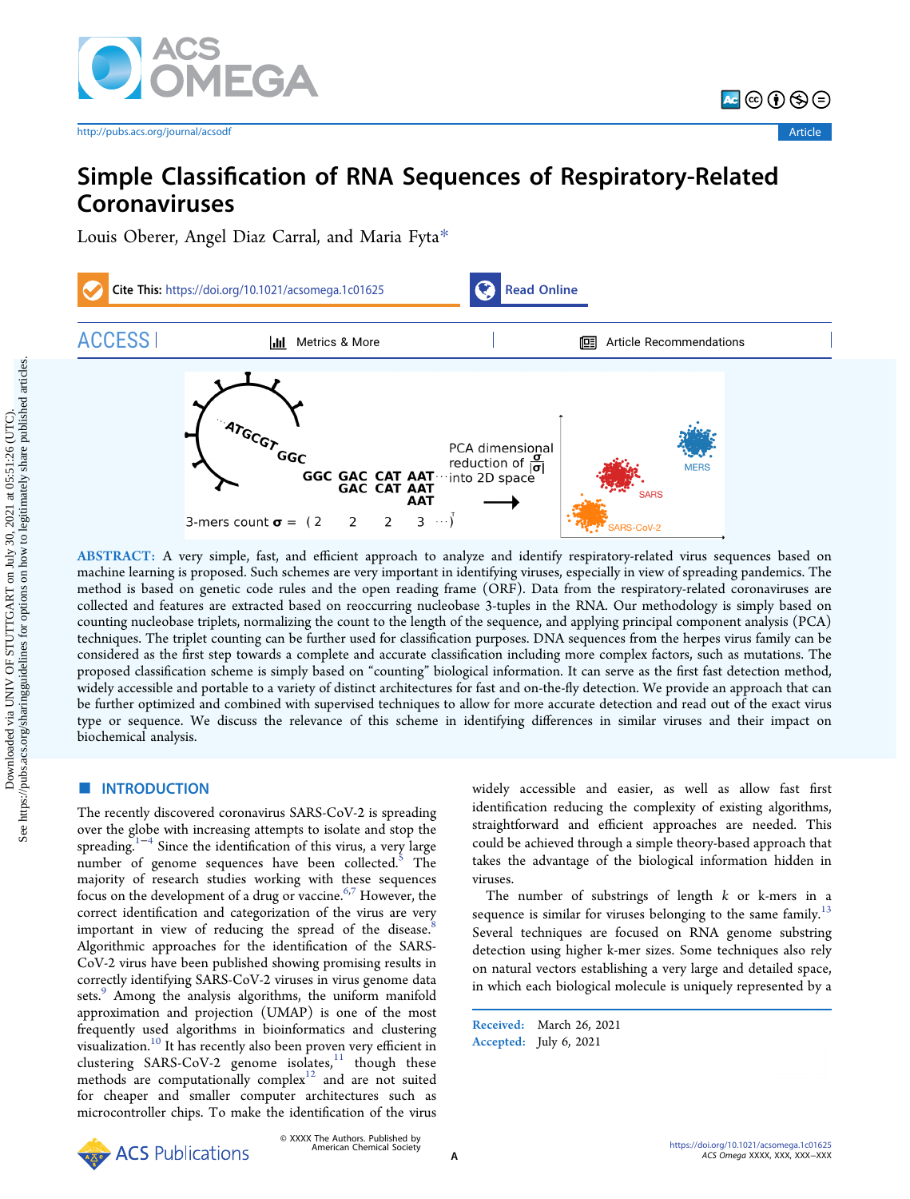# Simple Classification of RNA Sequences of Respiratory-Related Coronaviruses

Louis Oberer, Angel Diaz Carral, and Maria Fyta*

**ABSTRACT:** A very simple, fast, and efficient approach to analyze and identify respiratory-related virus sequences based on machine learning is proposed. Such schemes are very important in identifying viruses, especially in view of spreading pandemics. The method is based on genetic code rules and the open reading frame (ORF). Data from the respiratory-related coronaviruses are collected and features are extracted based on reoccurring nucleobase 3-tuples in the RNA. Our methodology is simply based on counting nucleobase triplets, normalizing the count to the length of the sequence, and applying principal component analysis (PCA) techniques. The triplet counting can be further used for classification purposes. DNA sequences from the herpes virus family can be considered as the first step towards a complete and accurate classification including more complex factors, such as mutations. The proposed classification scheme is simply based on "counting" biological information. It can serve as the first fast detection method, widely accessible and portable to a variety of distinct architectures for fast and on-the-fly detection. We provide an approach that can be further optimized and combined with supervised techniques to allow for more accurate detection and read out of the exact virus type or sequence. We discuss the relevance of this scheme in identifying differences in similar viruses and their impact on biochemical analysis.

## INTRODUCTION

The recently discovered coronavirus SARS-CoV-2 is spreading over the globe with increasing attempts to isolate and stop the spreading.[1−4] Since the identification of this virus, a very large number of genome sequences have been collected.[5] The majority of research studies working with these sequences focus on the development of a drug or vaccine.[6,7] However, the correct identification and categorization of the virus are very important in view of reducing the spread of the disease.[8] Algorithmic approaches for the identification of the SARS-CoV-2 virus have been published showing promising results in correctly identifying SARS-CoV-2 viruses in virus genome data sets.[9] Among the analysis algorithms, the uniform manifold approximation and projection (UMAP) is one of the most frequently used algorithms in bioinformatics and clustering visualization.[10] It has recently also been proven very efficient in clustering SARS-CoV-2 genome isolates,[11] though these methods are computationally complex[12] and are not suited for cheaper and smaller computer architectures such as microcontroller chips. To make the identification of the virus widely accessible and easier, as well as allow fast first identification reducing the complexity of existing algorithms, straightforward and efficient approaches are needed. This could be achieved through a simple theory-based approach that takes the advantage of the biological information hidden in viruses.

The number of substrings of length $k$ or k-mers in a sequence is similar for viruses belonging to the same family.[13] Several techniques are focused on RNA genome substring detection using higher k-mer sizes. Some techniques also rely on natural vectors establishing a very large and detailed space, in which each biological molecule is uniquely represented by a

Received: March 26, 2021
Accepted: July 6, 2021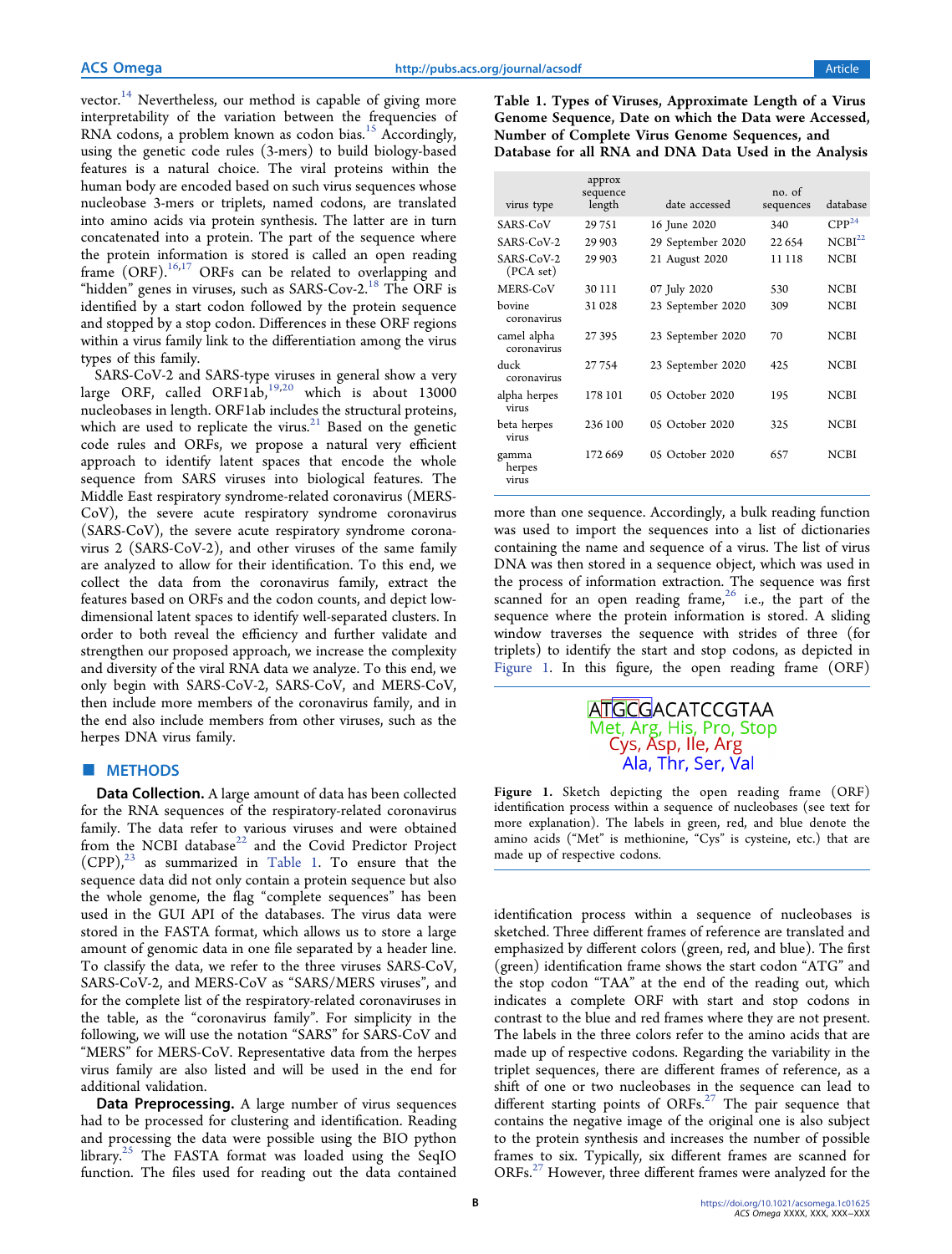vector.[14] Nevertheless, our method is capable of giving more interpretability of the variation between the frequencies of RNA codons, a problem known as codon bias.[15] Accordingly, using the genetic code rules (3-mers) to build biology-based features is a natural choice. The viral proteins within the human body are encoded based on such virus sequences whose nucleobase 3-mers or triplets, named codons, are translated into amino acids via protein synthesis. The latter are in turn concatenated into a protein. The part of the sequence where the protein information is stored is called an open reading frame (ORF).[16,17] ORFs can be related to overlapping and "hidden" genes in viruses, such as SARS-Cov-2.[18] The ORF is identified by a start codon followed by the protein sequence and stopped by a stop codon. Differences in these ORF regions within a virus family link to the differentiation among the virus types of this family.

SARS-CoV-2 and SARS-type viruses in general show a very large ORF, called ORF1ab,[19,20] which is about 13000 nucleobases in length. ORF1ab includes the structural proteins, which are used to replicate the virus.[21] Based on the genetic code rules and ORFs, we propose a natural very efficient approach to identify latent spaces that encode the whole sequence from SARS viruses into biological features. The Middle East respiratory syndrome-related coronavirus (MERS-CoV), the severe acute respiratory syndrome coronavirus (SARS-CoV), the severe acute respiratory syndrome coronavirus 2 (SARS-CoV-2), and other viruses of the same family are analyzed to allow for their identification. To this end, we collect the data from the coronavirus family, extract the features based on ORFs and the codon counts, and depict low-dimensional latent spaces to identify well-separated clusters. In order to both reveal the efficiency and further validate and strengthen our proposed approach, we increase the complexity and diversity of the viral RNA data we analyze. To this end, we only begin with SARS-CoV-2, SARS-CoV, and MERS-CoV, then include more members of the coronavirus family, and in the end also include members from other viruses, such as the herpes DNA virus family.

## METHODS

**Data Collection.** A large amount of data has been collected for the RNA sequences of the respiratory-related coronavirus family. The data refer to various viruses and were obtained from the NCBI database[22] and the Covid Predictor Project (CPP),[23] as summarized in Table 1. To ensure that the sequence data did not only contain a protein sequence but also the whole genome, the flag "complete sequences" has been used in the GUI API of the databases. The virus data were stored in the FASTA format, which allows us to store a large amount of genomic data in one file separated by a header line. To classify the data, we refer to the three viruses SARS-CoV, SARS-CoV-2, and MERS-CoV as "SARS/MERS viruses", and for the complete list of the respiratory-related coronaviruses in the table, as the "coronavirus family". For simplicity in the following, we will use the notation "SARS" for SARS-CoV and "MERS" for MERS-CoV. Representative data from the herpes virus family are also listed and will be used in the end for additional validation.

**Data Preprocessing.** A large number of virus sequences had to be processed for clustering and identification. Reading and processing the data were possible using the BIO python library.[25] The FASTA format was loaded using the SeqIO function. The files used for reading out the data contained more than one sequence. Accordingly, a bulk reading function was used to import the sequences into a list of dictionaries containing the name and sequence of a virus. The list of virus DNA was then stored in a sequence object, which was used in the process of information extraction. The sequence was first scanned for an open reading frame,[26] i.e., the part of the sequence where the protein information is stored. A sliding window traverses the sequence with strides of three (for triplets) to identify the start and stop codons, as depicted in Figure 1. In this figure, the open reading frame (ORF) identification process within a sequence of nucleobases is sketched. Three different frames of reference are translated and emphasized by different colors (green, red, and blue). The first (green) identification frame shows the start codon "ATG" and the stop codon "TAA" at the end of the reading out, which indicates a complete ORF with start and stop codons in contrast to the blue and red frames where they are not present. The labels in the three colors refer to the amino acids that are made up of respective codons. Regarding the variability in the triplet sequences, there are different frames of reference, as a shift of one or two nucleobases in the sequence can lead to different starting points of ORFs.[27] The pair sequence that contains the negative image of the original one is also subject to the protein synthesis and increases the number of possible frames to six. Typically, six different frames are scanned for ORFs.[27] However, three different frames were analyzed for the

**Table 1. Types of Viruses, Approximate Length of a Virus Genome Sequence, Date on which the Data were Accessed, Number of Complete Virus Genome Sequences, and Database for all RNA and DNA Data Used in the Analysis**

| virus type | approx sequence length | date accessed | no. of sequences | database |
|---|---|---|---|---|
| SARS-CoV | 29 751 | 16 June 2020 | 340 | CPP[24] |
| SARS-CoV-2 | 29 903 | 29 September 2020 | 22 654 | NCBI[22] |
| SARS-CoV-2 (PCA set) | 29 903 | 21 August 2020 | 11 118 | NCBI |
| MERS-CoV | 30 111 | 07 July 2020 | 530 | NCBI |
| bovine coronavirus | 31 028 | 23 September 2020 | 309 | NCBI |
| camel alpha coronavirus | 27 395 | 23 September 2020 | 70 | NCBI |
| duck coronavirus | 27 754 | 23 September 2020 | 425 | NCBI |
| alpha herpes virus | 178 101 | 05 October 2020 | 195 | NCBI |
| beta herpes virus | 236 100 | 05 October 2020 | 325 | NCBI |
| gamma herpes virus | 172 669 | 05 October 2020 | 657 | NCBI |

ATGCGACATCCGTAA
Met, Arg, His, Pro, Stop
Cys, Asp, Ile, Arg
Ala, Thr, Ser, Val

Figure 1. Sketch depicting the open reading frame (ORF) identification process within a sequence of nucleobases (see text for more explanation). The labels in green, red, and blue denote the amino acids ("Met" is methionine, "Cys" is cysteine, etc.) that are made up of respective codons.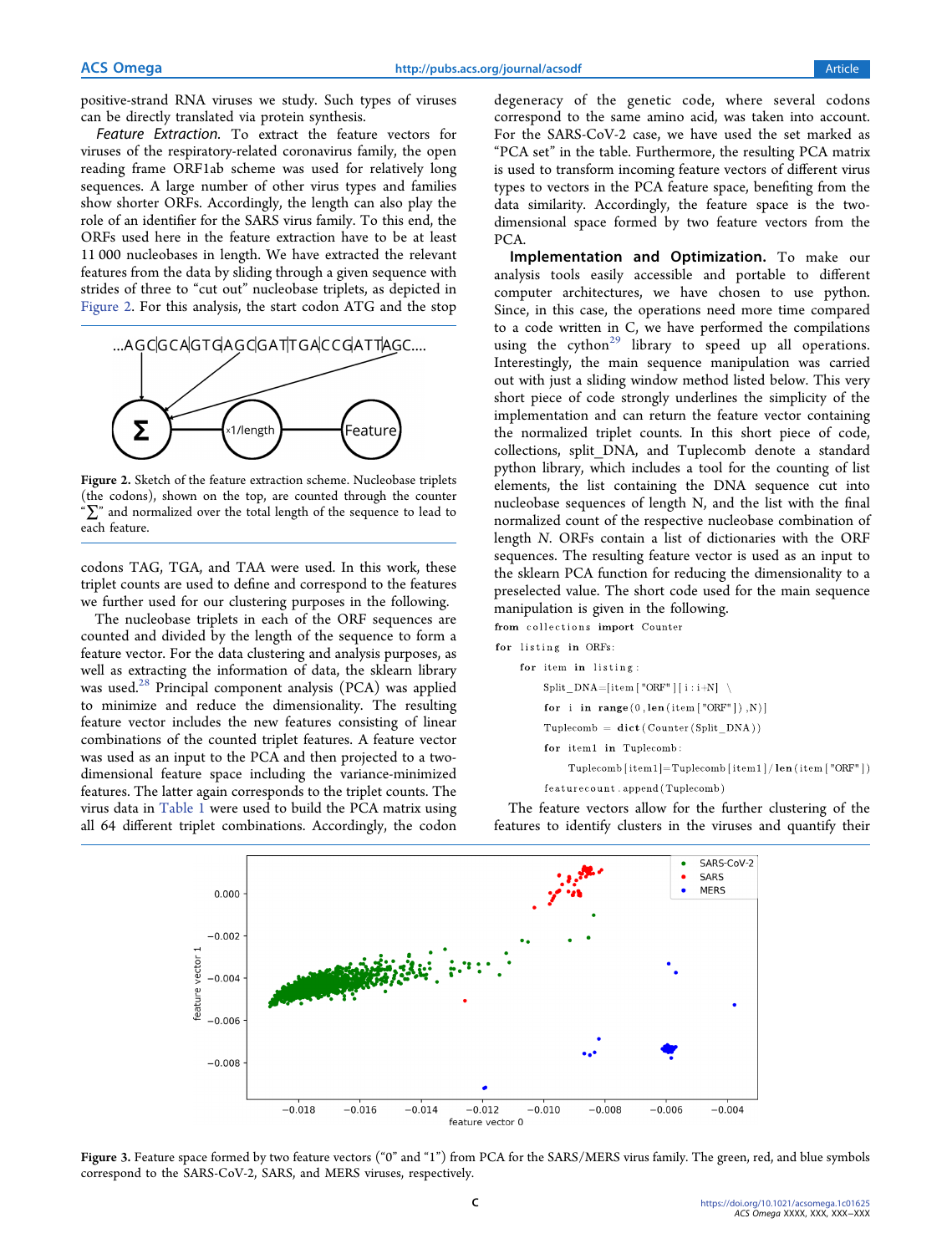positive-strand RNA viruses we study. Such types of viruses can be directly translated via protein synthesis.

*Feature Extraction.* To extract the feature vectors for viruses of the respiratory-related coronavirus family, the open reading frame ORF1ab scheme was used for relatively long sequences. A large number of other virus types and families show shorter ORFs. Accordingly, the length can also play the role of an identifier for the SARS virus family. To this end, the ORFs used here in the feature extraction have to be at least 11 000 nucleobases in length. We have extracted the relevant features from the data by sliding through a given sequence with strides of three to "cut out" nucleobase triplets, as depicted in Figure 2. For this analysis, the start codon ATG and the stop codons TAG, TGA, and TAA were used. In this work, these triplet counts are used to define and correspond to the features we further used for our clustering purposes in the following.

Figure 2. Sketch of the feature extraction scheme. Nucleobase triplets (the codons), shown on the top, are counted through the counter "∑" and normalized over the total length of the sequence to lead to each feature.

The nucleobase triplets in each of the ORF sequences are counted and divided by the length of the sequence to form a feature vector. For the data clustering and analysis purposes, as well as extracting the information of data, the sklearn library was used.[28] Principal component analysis (PCA) was applied to minimize and reduce the dimensionality. The resulting feature vector includes the new features consisting of linear combinations of the counted triplet features. A feature vector was used as an input to the PCA and then projected to a two-dimensional feature space including the variance-minimized features. The latter again corresponds to the triplet counts. The virus data in Table 1 were used to build the PCA matrix using all 64 different triplet combinations. Accordingly, the codon degeneracy of the genetic code, where several codons correspond to the same amino acid, was taken into account. For the SARS-CoV-2 case, we have used the set marked as "PCA set" in the table. Furthermore, the resulting PCA matrix is used to transform incoming feature vectors of different virus types to vectors in the PCA feature space, benefiting from the data similarity. Accordingly, the feature space is the two-dimensional space formed by two feature vectors from the PCA.

**Implementation and Optimization.** To make our analysis tools easily accessible and portable to different computer architectures, we have chosen to use python. Since, in this case, the operations need more time compared to a code written in C, we have performed the compilations using the cython[29] library to speed up all operations. Interestingly, the main sequence manipulation was carried out with just a sliding window method listed below. This very short piece of code strongly underlines the simplicity of the implementation and can return the feature vector containing the normalized triplet counts. In this short piece of code, collections, split_DNA, and Tuplecomb denote a standard python library, which includes a tool for the counting of list elements, the list containing the DNA sequence cut into nucleobase sequences of length N, and the list with the final normalized count of the respective nucleobase combination of length *N*. ORFs contain a list of dictionaries with the ORF sequences. The resulting feature vector is used as an input to the sklearn PCA function for reducing the dimensionality to a preselected value. The short code used for the main sequence manipulation is given in the following.

```
from collections import Counter
for listing in ORFs:
    for item in listing:
        Split_DNA=[item["ORF"][i:i+N] \
        for i in range(0,len(item["ORF"]),N)]
        Tuplecomb = dict(Counter(Split_DNA))
        for item1 in Tuplecomb:
            Tuplecomb[item1]=Tuplecomb[item1]/len(item["ORF"])
        featurecount.append(Tuplecomb)
```

The feature vectors allow for the further clustering of the features to identify clusters in the viruses and quantify their

Figure 3. Feature space formed by two feature vectors ("0" and "1") from PCA for the SARS/MERS virus family. The green, red, and blue symbols correspond to the SARS-CoV-2, SARS, and MERS viruses, respectively.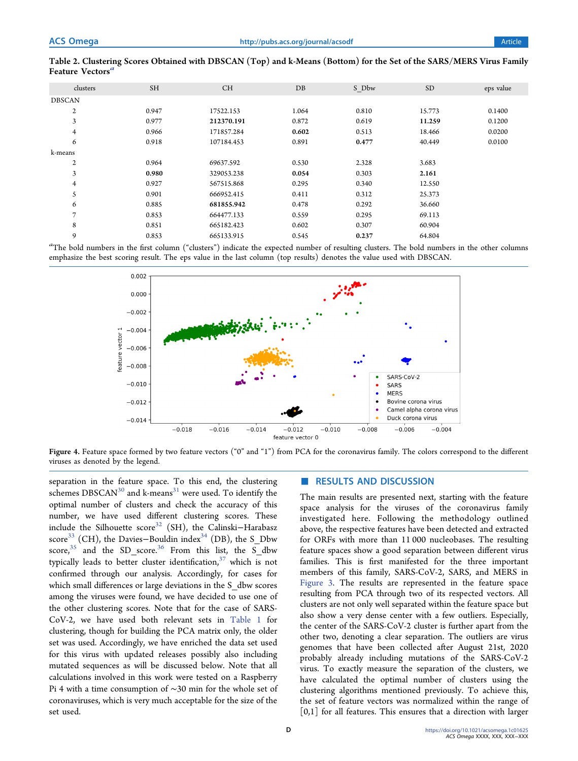**Table 2. Clustering Scores Obtained with DBSCAN (Top) and k-Means (Bottom) for the Set of the SARS/MERS Virus Family Feature Vectors[a]**

| clusters | SH | CH | DB | S_Dbw | SD | eps value |
|---|---|---|---|---|---|---|
| DBSCAN | | | | | | |
| 2 | 0.947 | 17522.153 | 1.064 | 0.810 | 15.773 | 0.1400 |
| 3 | 0.977 | **212370.191** | 0.872 | 0.619 | **11.259** | 0.1200 |
| 4 | 0.966 | 171857.284 | **0.602** | 0.513 | 18.466 | 0.0200 |
| 6 | 0.918 | 107184.453 | 0.891 | **0.477** | 40.449 | 0.0100 |
| k-means | | | | | | |
| 2 | 0.964 | 69637.592 | 0.530 | 2.328 | 3.683 | |
| 3 | **0.980** | 329053.238 | **0.054** | 0.303 | **2.161** | |
| 4 | 0.927 | 567515.868 | 0.295 | 0.340 | 12.550 | |
| 5 | 0.901 | 666952.415 | 0.411 | 0.312 | 25.373 | |
| 6 | 0.885 | **681855.942** | 0.478 | 0.292 | 36.660 | |
| 7 | 0.853 | 664477.133 | 0.559 | 0.295 | 69.113 | |
| 8 | 0.851 | 665182.423 | 0.602 | 0.307 | 60.904 | |
| 9 | 0.853 | 665133.915 | 0.545 | **0.237** | 64.804 | |

[a]The bold numbers in the first column ("clusters") indicate the expected number of resulting clusters. The bold numbers in the other columns emphasize the best scoring result. The eps value in the last column (top results) denotes the value used with DBSCAN.

**Figure 4.** Feature space formed by two feature vectors ("0" and "1") from PCA for the coronavirus family. The colors correspond to the different viruses as denoted by the legend.

separation in the feature space. To this end, the clustering schemes DBSCAN[30] and k-means[31] were used. To identify the optimal number of clusters and check the accuracy of this number, we have used different clustering scores. These include the Silhouette score[32] (SH), the Calinski−Harabasz score[33] (CH), the Davies−Bouldin index[34] (DB), the S_Dbw score,[35] and the SD_score.[36] From this list, the S_dbw typically leads to better cluster identification,[37] which is not confirmed through our analysis. Accordingly, for cases for which small differences or large deviations in the S_dbw scores among the viruses were found, we have decided to use one of the other clustering scores. Note that for the case of SARS-CoV-2, we have used both relevant sets in Table 1 for clustering, though for building the PCA matrix only, the older set was used. Accordingly, we have enriched the data set used for this virus with updated releases possibly also including mutated sequences as will be discussed below. Note that all calculations involved in this work were tested on a Raspberry Pi 4 with a time consumption of ∼30 min for the whole set of coronaviruses, which is very much acceptable for the size of the set used.

## RESULTS AND DISCUSSION

The main results are presented next, starting with the feature space analysis for the viruses of the coronavirus family investigated here. Following the methodology outlined above, the respective features have been detected and extracted for ORFs with more than 11 000 nucleobases. The resulting feature spaces show a good separation between different virus families. This is first manifested for the three important members of this family, SARS-CoV-2, SARS, and MERS in Figure 3. The results are represented in the feature space resulting from PCA through two of its respected vectors. All clusters are not only well separated within the feature space but also show a very dense center with a few outliers. Especially, the center of the SARS-CoV-2 cluster is further apart from the other two, denoting a clear separation. The outliers are virus genomes that have been collected after August 21st, 2020 probably already including mutations of the SARS-CoV-2 virus. To exactly measure the separation of the clusters, we have calculated the optimal number of clusters using the clustering algorithms mentioned previously. To achieve this, the set of feature vectors was normalized within the range of [0,1] for all features. This ensures that a direction with larger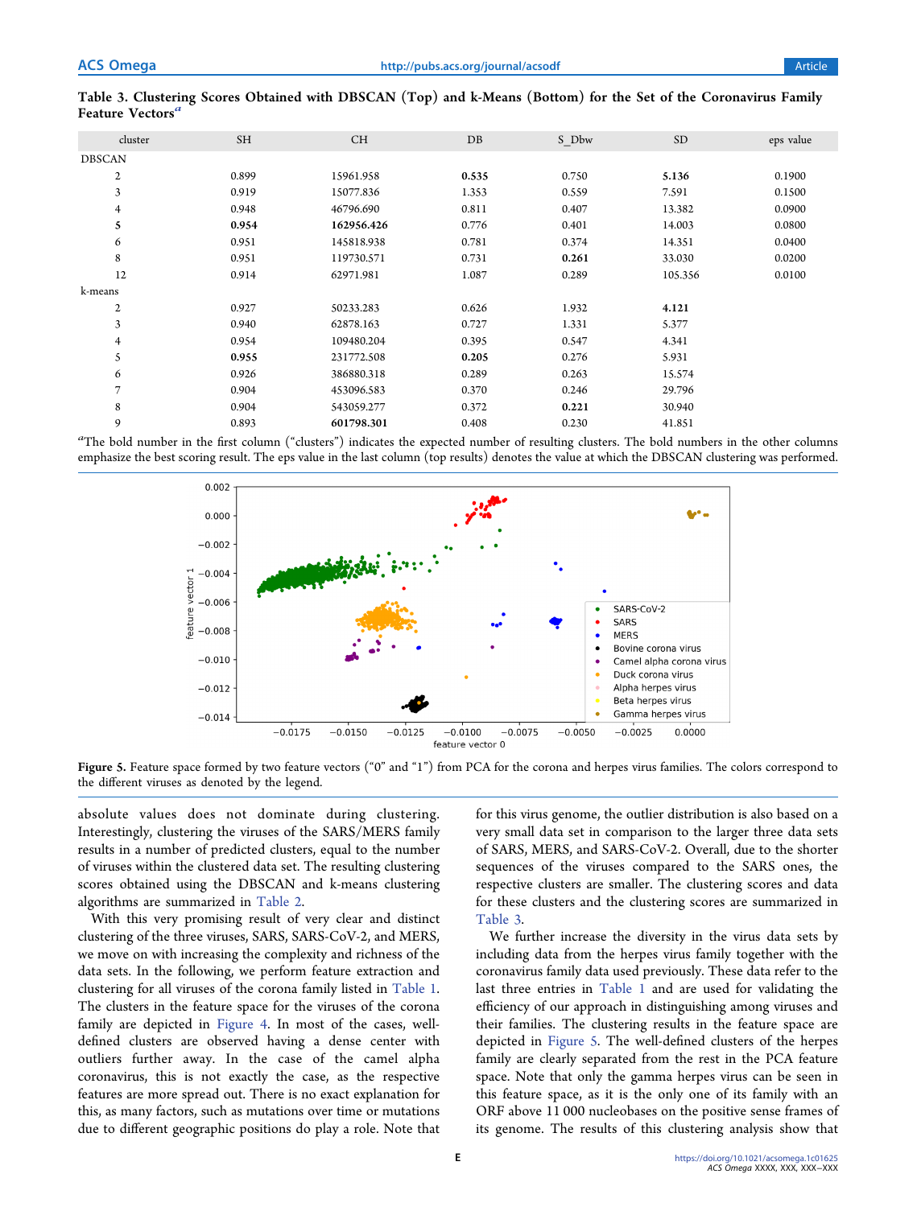**Table 3. Clustering Scores Obtained with DBSCAN (Top) and k-Means (Bottom) for the Set of the Coronavirus Family Feature Vectors[a]**

| cluster | SH | CH | DB | S_Dbw | SD | eps value |
|---|---|---|---|---|---|---|
| DBSCAN | | | | | | |
| 2 | 0.899 | 15961.958 | **0.535** | 0.750 | **5.136** | 0.1900 |
| 3 | 0.919 | 15077.836 | 1.353 | 0.559 | 7.591 | 0.1500 |
| 4 | 0.948 | 46796.690 | 0.811 | 0.407 | 13.382 | 0.0900 |
| **5** | **0.954** | **162956.426** | 0.776 | 0.401 | 14.003 | 0.0800 |
| 6 | 0.951 | 145818.938 | 0.781 | 0.374 | 14.351 | 0.0400 |
| 8 | 0.951 | 119730.571 | 0.731 | **0.261** | 33.030 | 0.0200 |
| 12 | 0.914 | 62971.981 | 1.087 | 0.289 | 105.356 | 0.0100 |
| k-means | | | | | | |
| 2 | 0.927 | 50233.283 | 0.626 | 1.932 | **4.121** | |
| 3 | 0.940 | 62878.163 | 0.727 | 1.331 | 5.377 | |
| 4 | 0.954 | 109480.204 | 0.395 | 0.547 | 4.341 | |
| **5** | **0.955** | 231772.508 | **0.205** | 0.276 | 5.931 | |
| 6 | 0.926 | 386880.318 | 0.289 | 0.263 | 15.574 | |
| 7 | 0.904 | 453096.583 | 0.370 | 0.246 | 29.796 | |
| 8 | 0.904 | 543059.277 | 0.372 | **0.221** | 30.940 | |
| 9 | 0.893 | **601798.301** | 0.408 | 0.230 | 41.851 | |

[a]The bold number in the first column ("clusters") indicates the expected number of resulting clusters. The bold numbers in the other columns emphasize the best scoring result. The eps value in the last column (top results) denotes the value at which the DBSCAN clustering was performed.

**Figure 5.** Feature space formed by two feature vectors ("0" and "1") from PCA for the corona and herpes virus families. The colors correspond to the different viruses as denoted by the legend.

absolute values does not dominate during clustering. Interestingly, clustering the viruses of the SARS/MERS family results in a number of predicted clusters, equal to the number of viruses within the clustered data set. The resulting clustering scores obtained using the DBSCAN and k-means clustering algorithms are summarized in Table 2.

With this very promising result of very clear and distinct clustering of the three viruses, SARS, SARS-CoV-2, and MERS, we move on with increasing the complexity and richness of the data sets. In the following, we perform feature extraction and clustering for all viruses of the corona family listed in Table 1. The clusters in the feature space for the viruses of the corona family are depicted in Figure 4. In most of the cases, well-defined clusters are observed having a dense center with outliers further away. In the case of the camel alpha coronavirus, this is not exactly the case, as the respective features are more spread out. There is no exact explanation for this, as many factors, such as mutations over time or mutations due to different geographic positions do play a role. Note that for this virus genome, the outlier distribution is also based on a very small data set in comparison to the larger three data sets of SARS, MERS, and SARS-CoV-2. Overall, due to the shorter sequences of the viruses compared to the SARS ones, the respective clusters are smaller. The clustering scores and data for these clusters and the clustering scores are summarized in Table 3.

We further increase the diversity in the virus data sets by including data from the herpes virus family together with the coronavirus family data used previously. These data refer to the last three entries in Table 1 and are used for validating the efficiency of our approach in distinguishing among viruses and their families. The clustering results in the feature space are depicted in Figure 5. The well-defined clusters of the herpes family are clearly separated from the rest in the PCA feature space. Note that only the gamma herpes virus can be seen in this feature space, as it is the only one of its family with an ORF above 11 000 nucleobases on the positive sense frames of its genome. The results of this clustering analysis show that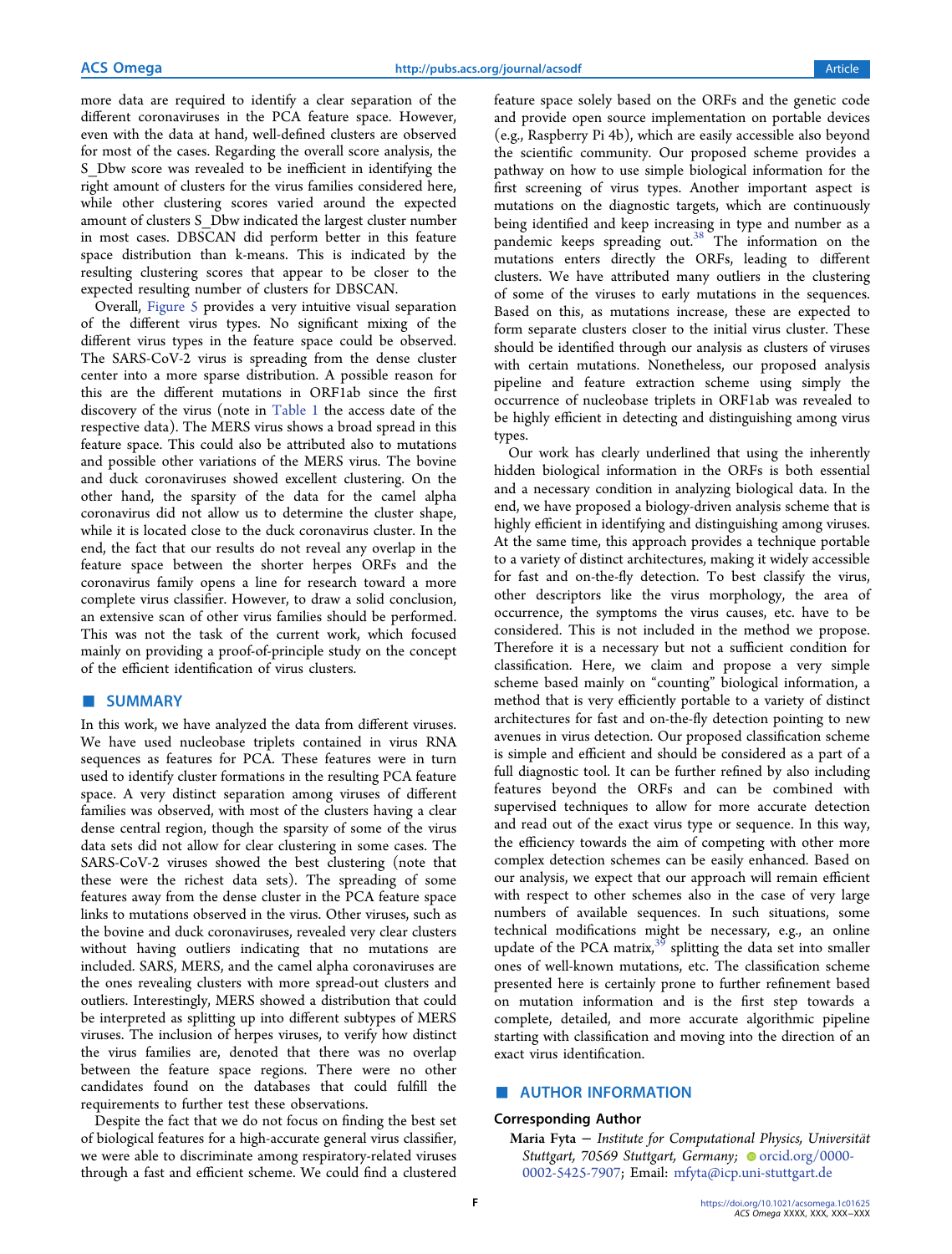more data are required to identify a clear separation of the different coronaviruses in the PCA feature space. However, even with the data at hand, well-defined clusters are observed for most of the cases. Regarding the overall score analysis, the S_Dbw score was revealed to be inefficient in identifying the right amount of clusters for the virus families considered here, while other clustering scores varied around the expected amount of clusters S_Dbw indicated the largest cluster number in most cases. DBSCAN did perform better in this feature space distribution than k-means. This is indicated by the resulting clustering scores that appear to be closer to the expected resulting number of clusters for DBSCAN.

Overall, Figure 5 provides a very intuitive visual separation of the different virus types. No significant mixing of the different virus types in the feature space could be observed. The SARS-CoV-2 virus is spreading from the dense cluster center into a more sparse distribution. A possible reason for this are the different mutations in ORF1ab since the first discovery of the virus (note in Table 1 the access date of the respective data). The MERS virus shows a broad spread in this feature space. This could also be attributed also to mutations and possible other variations of the MERS virus. The bovine and duck coronaviruses showed excellent clustering. On the other hand, the sparsity of the data for the camel alpha coronavirus did not allow us to determine the cluster shape, while it is located close to the duck coronavirus cluster. In the end, the fact that our results do not reveal any overlap in the feature space between the shorter herpes ORFs and the coronavirus family opens a line for research toward a more complete virus classifier. However, to draw a solid conclusion, an extensive scan of other virus families should be performed. This was not the task of the current work, which focused mainly on providing a proof-of-principle study on the concept of the efficient identification of virus clusters.

## SUMMARY

In this work, we have analyzed the data from different viruses. We have used nucleobase triplets contained in virus RNA sequences as features for PCA. These features were in turn used to identify cluster formations in the resulting PCA feature space. A very distinct separation among viruses of different families was observed, with most of the clusters having a clear dense central region, though the sparsity of some of the virus data sets did not allow for clear clustering in some cases. The SARS-CoV-2 viruses showed the best clustering (note that these were the richest data sets). The spreading of some features away from the dense cluster in the PCA feature space links to mutations observed in the virus. Other viruses, such as the bovine and duck coronaviruses, revealed very clear clusters without having outliers indicating that no mutations are included. SARS, MERS, and the camel alpha coronaviruses are the ones revealing clusters with more spread-out clusters and outliers. Interestingly, MERS showed a distribution that could be interpreted as splitting up into different subtypes of MERS viruses. The inclusion of herpes viruses, to verify how distinct the virus families are, denoted that there was no overlap between the feature space regions. There were no other candidates found on the databases that could fulfill the requirements to further test these observations.

Despite the fact that we do not focus on finding the best set of biological features for a high-accurate general virus classifier, we were able to discriminate among respiratory-related viruses through a fast and efficient scheme. We could find a clustered feature space solely based on the ORFs and the genetic code and provide open source implementation on portable devices (e.g., Raspberry Pi 4b), which are easily accessible also beyond the scientific community. Our proposed scheme provides a pathway on how to use simple biological information for the first screening of virus types. Another important aspect is mutations on the diagnostic targets, which are continuously being identified and keep increasing in type and number as a pandemic keeps spreading out.[38] The information on the mutations enters directly the ORFs, leading to different clusters. We have attributed many outliers in the clustering of some of the viruses to early mutations in the sequences. Based on this, as mutations increase, these are expected to form separate clusters closer to the initial virus cluster. These should be identified through our analysis as clusters of viruses with certain mutations. Nonetheless, our proposed analysis pipeline and feature extraction scheme using simply the occurrence of nucleobase triplets in ORF1ab was revealed to be highly efficient in detecting and distinguishing among virus types.

Our work has clearly underlined that using the inherently hidden biological information in the ORFs is both essential and a necessary condition in analyzing biological data. In the end, we have proposed a biology-driven analysis scheme that is highly efficient in identifying and distinguishing among viruses. At the same time, this approach provides a technique portable to a variety of distinct architectures, making it widely accessible for fast and on-the-fly detection. To best classify the virus, other descriptors like the virus morphology, the area of occurrence, the symptoms the virus causes, etc. have to be considered. This is not included in the method we propose. Therefore it is a necessary but not a sufficient condition for classification. Here, we claim and propose a very simple scheme based mainly on "counting" biological information, a method that is very efficiently portable to a variety of distinct architectures for fast and on-the-fly detection pointing to new avenues in virus detection. Our proposed classification scheme is simple and efficient and should be considered as a part of a full diagnostic tool. It can be further refined by also including features beyond the ORFs and can be combined with supervised techniques to allow for more accurate detection and read out of the exact virus type or sequence. In this way, the efficiency towards the aim of competing with other more complex detection schemes can be easily enhanced. Based on our analysis, we expect that our approach will remain efficient with respect to other schemes also in the case of very large numbers of available sequences. In such situations, some technical modifications might be necessary, e.g., an online update of the PCA matrix,[39] splitting the data set into smaller ones of well-known mutations, etc. The classification scheme presented here is certainly prone to further refinement based on mutation information and is the first step towards a complete, detailed, and more accurate algorithmic pipeline starting with classification and moving into the direction of an exact virus identification.

## AUTHOR INFORMATION

### Corresponding Author

**Maria Fyta** − *Institute for Computational Physics, Universität Stuttgart, 70569 Stuttgart, Germany;* orcid.org/0000-0002-5425-7907; Email: mfyta@icp.uni-stuttgart.de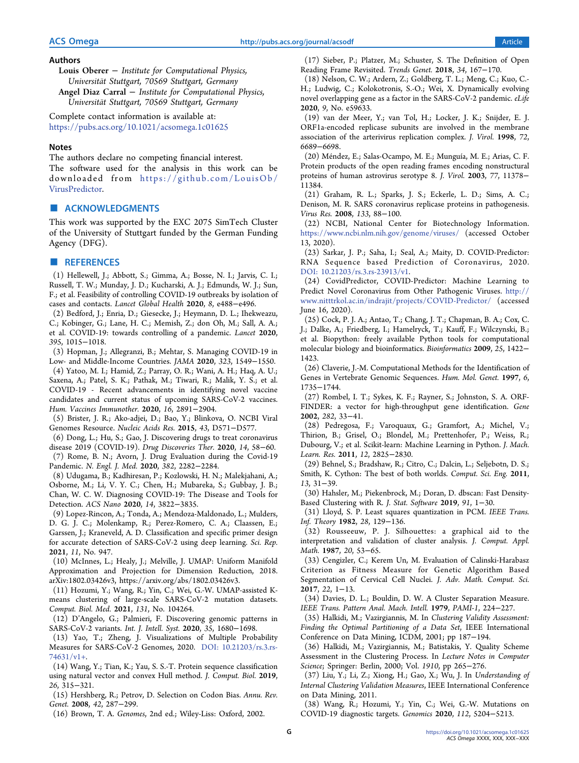### Authors

**Louis Oberer** − *Institute for Computational Physics, Universität Stuttgart, 70569 Stuttgart, Germany*

**Angel Diaz Carral** − *Institute for Computational Physics, Universität Stuttgart, 70569 Stuttgart, Germany*

Complete contact information is available at: https://pubs.acs.org/10.1021/acsomega.1c01625

### Notes

The authors declare no competing financial interest.

The software used for the analysis in this work can be downloaded from https://github.com/LouisOb/VirusPredictor.

## ■ ACKNOWLEDGMENTS

This work was supported by the EXC 2075 SimTech Cluster of the University of Stuttgart funded by the German Funding Agency (DFG).

## ■ REFERENCES

(1) Hellewell, J.; Abbott, S.; Gimma, A.; Bosse, N. I.; Jarvis, C. I.; Russell, T. W.; Munday, J. D.; Kucharski, A. J.; Edmunds, W. J.; Sun, F.; et al. Feasibility of controlling COVID-19 outbreaks by isolation of cases and contacts. *Lancet Global Health* **2020**, *8*, e488−e496.

(2) Bedford, J.; Enria, D.; Giesecke, J.; Heymann, D. L.; Ihekweazu, C.; Kobinger, G.; Lane, H. C.; Memish, Z.; don Oh, M.; Sall, A. A.; et al. COVID-19: towards controlling of a pandemic. *Lancet* **2020**, *395*, 1015−1018.

(3) Hopman, J.; Allegranzi, B.; Mehtar, S. Managing COVID-19 in Low- and Middle-Income Countries. *JAMA* **2020**, *323*, 1549−1550.

(4) Yatoo, M. I.; Hamid, Z.; Parray, O. R.; Wani, A. H.; Haq, A. U.; Saxena, A.; Patel, S. K.; Pathak, M.; Tiwari, R.; Malik, Y. S.; et al. COVID-19 - Recent advancements in identifying novel vaccine candidates and current status of upcoming SARS-CoV-2 vaccines. *Hum. Vaccines Immunother.* **2020**, *16*, 2891−2904.

(5) Brister, J. R.; Ako-adjei, D.; Bao, Y.; Blinkova, O. NCBI Viral Genomes Resource. *Nucleic Acids Res.* **2015**, *43*, D571−D577.

(6) Dong, L.; Hu, S.; Gao, J. Discovering drugs to treat coronavirus disease 2019 (COVID-19). *Drug Discoveries Ther.* **2020**, *14*, 58−60.

(7) Rome, B. N.; Avorn, J. Drug Evaluation during the Covid-19 Pandemic. *N. Engl. J. Med.* **2020**, *382*, 2282−2284.

(8) Udugama, B.; Kadhiresan, P.; Kozlowski, H. N.; Malekjahani, A.; Osborne, M.; Li, V. Y. C.; Chen, H.; Mubareka, S.; Gubbay, J. B.; Chan, W. C. W. Diagnosing COVID-19: The Disease and Tools for Detection. *ACS Nano* **2020**, *14*, 3822−3835.

(9) Lopez-Rincon, A.; Tonda, A.; Mendoza-Maldonado, L.; Mulders, D. G. J. C.; Molenkamp, R.; Perez-Romero, C. A.; Claassen, E.; Garssen, J.; Kraneveld, A. D. Classification and specific primer design for accurate detection of SARS-CoV-2 using deep learning. *Sci. Rep.* **2021**, *11*, No. 947.

(10) McInnes, L.; Healy, J.; Melville, J. UMAP: Uniform Manifold Approximation and Projection for Dimension Reduction, 2018. arXiv:1802.03426v3, https://arxiv.org/abs/1802.03426v3.

(11) Hozumi, Y.; Wang, R.; Yin, C.; Wei, G.-W. UMAP-assisted K-means clustering of large-scale SARS-CoV-2 mutation datasets. *Comput. Biol. Med.* **2021**, *131*, No. 104264.

(12) D'Angelo, G.; Palmieri, F. Discovering genomic patterns in SARS-CoV-2 variants. *Int. J. Intell. Syst.* **2020**, *35*, 1680−1698.

(13) Yao, T.; Zheng, J. Visualizations of Multiple Probability Measures for SARS-CoV-2 Genomes, 2020. DOI: 10.21203/rs.3.rs-74631/v1+.

(14) Wang, Y.; Tian, K.; Yau, S. S.-T. Protein sequence classification using natural vector and convex Hull method. *J. Comput. Biol.* **2019**, *26*, 315−321.

(15) Hershberg, R.; Petrov, D. Selection on Codon Bias. *Annu. Rev. Genet.* **2008**, *42*, 287−299.

(16) Brown, T. A. *Genomes*, 2nd ed.; Wiley-Liss: Oxford, 2002.

(17) Sieber, P.; Platzer, M.; Schuster, S. The Definition of Open Reading Frame Revisited. *Trends Genet.* **2018**, *34*, 167−170.

(18) Nelson, C. W.; Ardern, Z.; Goldberg, T. L.; Meng, C.; Kuo, C.-H.; Ludwig, C.; Kolokotronis, S.-O.; Wei, X. Dynamically evolving novel overlapping gene as a factor in the SARS-CoV-2 pandemic. *eLife* **2020**, *9*, No. e59633.

(19) van der Meer, Y.; van Tol, H.; Locker, J. K.; Snijder, E. J. ORF1a-encoded replicase subunits are involved in the membrane association of the arterivirus replication complex. *J. Virol.* **1998**, *72*, 6689−6698.

(20) Méndez, E.; Salas-Ocampo, M. E.; Munguía, M. E.; Arias, C. F. Protein products of the open reading frames encoding nonstructural proteins of human astrovirus serotype 8. *J. Virol.* **2003**, *77*, 11378−11384.

(21) Graham, R. L.; Sparks, J. S.; Eckerle, L. D.; Sims, A. C.; Denison, M. R. SARS coronavirus replicase proteins in pathogenesis. *Virus Res.* **2008**, *133*, 88−100.

(22) NCBI, National Center for Biotechnology Information. https://www.ncbi.nlm.nih.gov/genome/viruses/ (accessed October 13, 2020).

(23) Sarkar, J. P.; Saha, I.; Seal, A.; Maity, D. COVID-Predictor: RNA Sequence based Prediction of Coronavirus, 2020. DOI: 10.21203/rs.3.rs-23913/v1.

(24) CovidPredictor, COVID-Predictor: Machine Learning to Predict Novel Coronavirus from Other Pathogenic Viruses. http://www.nitttrkol.ac.in/indrajit/projects/COVID-Predictor/ (accessed June 16, 2020).

(25) Cock, P. J. A.; Antao, T.; Chang, J. T.; Chapman, B. A.; Cox, C. J.; Dalke, A.; Friedberg, I.; Hamelryck, T.; Kauff, F.; Wilczynski, B.; et al. Biopython: freely available Python tools for computational molecular biology and bioinformatics. *Bioinformatics* **2009**, *25*, 1422−1423.

(26) Claverie, J.-M. Computational Methods for the Identification of Genes in Vertebrate Genomic Sequences. *Hum. Mol. Genet.* **1997**, *6*, 1735−1744.

(27) Rombel, I. T.; Sykes, K. F.; Rayner, S.; Johnston, S. A. ORF-FINDER: a vector for high-throughput gene identification. *Gene* **2002**, *282*, 33−41.

(28) Pedregosa, F.; Varoquaux, G.; Gramfort, A.; Michel, V.; Thirion, B.; Grisel, O.; Blondel, M.; Prettenhofer, P.; Weiss, R.; Dubourg, V.; et al. Scikit-learn: Machine Learning in Python. *J. Mach. Learn. Res.* **2011**, *12*, 2825−2830.

(29) Behnel, S.; Bradshaw, R.; Citro, C.; Dalcin, L.; Seljebotn, D. S.; Smith, K. Cython: The best of both worlds. *Comput. Sci. Eng.* **2011**, *13*, 31−39.

(30) Hahsler, M.; Piekenbrock, M.; Doran, D. dbscan: Fast Density-Based Clustering with R. *J. Stat. Software* **2019**, *91*, 1−30.

(31) Lloyd, S. P. Least squares quantization in PCM. *IEEE Trans. Inf. Theory* **1982**, *28*, 129−136.

(32) Rousseeuw, P. J. Silhouettes: a graphical aid to the interpretation and validation of cluster analysis. *J. Comput. Appl. Math.* **1987**, *20*, 53−65.

(33) Cengizler, C.; Kerem Un, M. Evaluation of Calinski-Harabasz Criterion as Fitness Measure for Genetic Algorithm Based Segmentation of Cervical Cell Nuclei. *J. Adv. Math. Comput. Sci.* **2017**, *22*, 1−13.

(34) Davies, D. L.; Bouldin, D. W. A Cluster Separation Measure. *IEEE Trans. Pattern Anal. Mach. Intell.* **1979**, *PAMI-1*, 224−227.

(35) Halkidi, M.; Vazirgiannis, M. In *Clustering Validity Assessment: Finding the Optimal Partitioning of a Data Set*, IEEE International Conference on Data Mining, ICDM, 2001; pp 187−194.

(36) Halkidi, M.; Vazirgiannis, M.; Batistakis, Y. Quality Scheme Assessment in the Clustering Process. In *Lecture Notes in Computer Science*; Springer: Berlin, 2000; Vol. *1910*, pp 265−276.

(37) Liu, Y.; Li, Z.; Xiong, H.; Gao, X.; Wu, J. In *Understanding of Internal Clustering Validation Measures*, IEEE International Conference on Data Mining, 2011.

(38) Wang, R.; Hozumi, Y.; Yin, C.; Wei, G.-W. Mutations on COVID-19 diagnostic targets. *Genomics* **2020**, *112*, 5204−5213.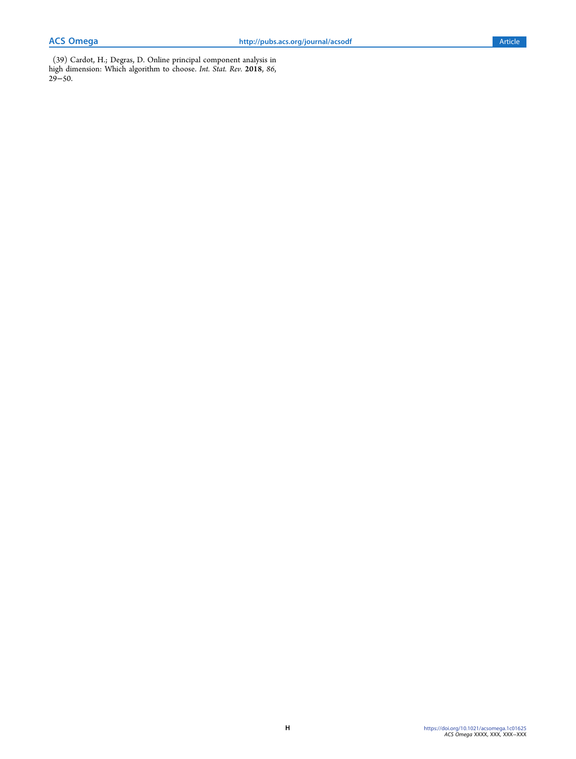(39) Cardot, H.; Degras, D. Online principal component analysis in high dimension: Which algorithm to choose. *Int. Stat. Rev.* **2018**, *86*, 29−50.